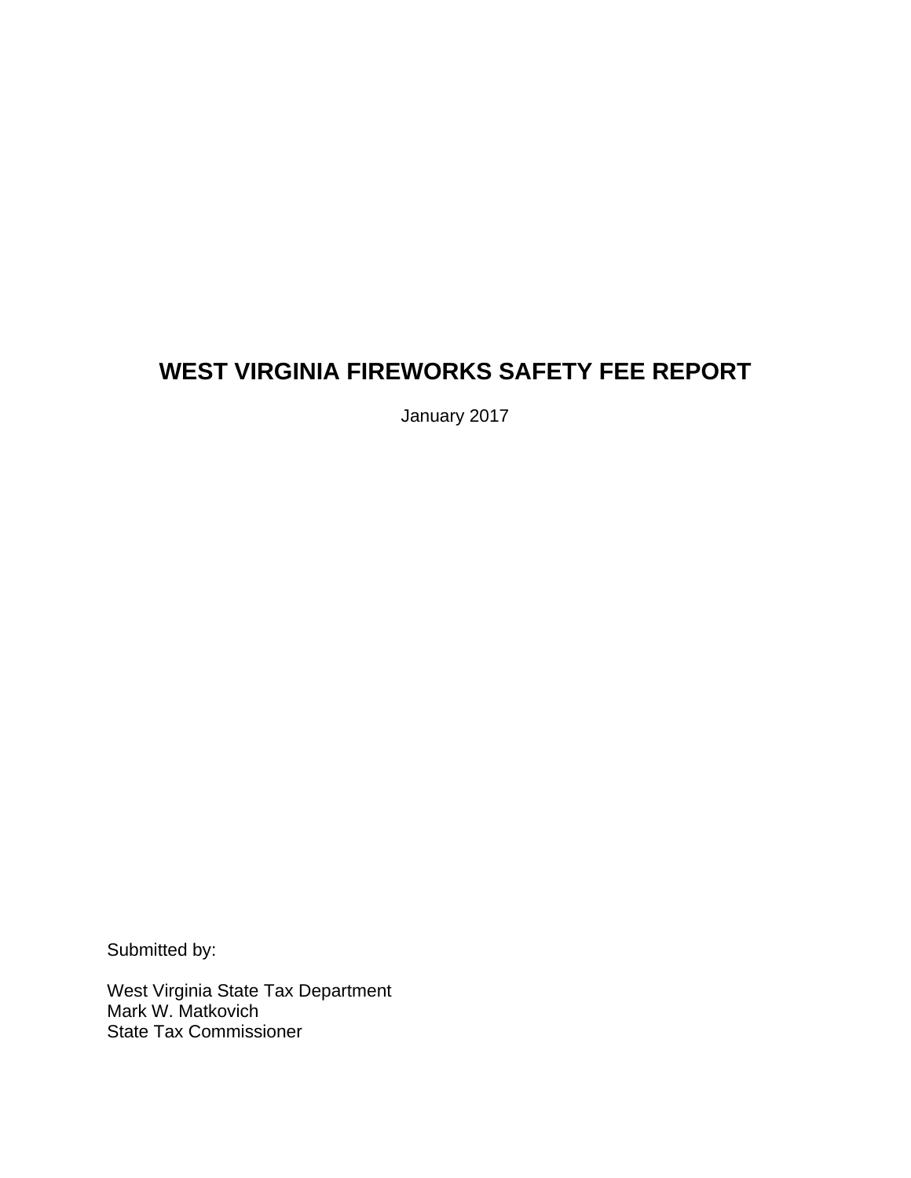# WEST VIRGINIA FIREWORKS SAFETY FEE REPORT

January 2017

Submitted by:

West Virginia State Tax Department
Mark W. Matkovich
State Tax Commissioner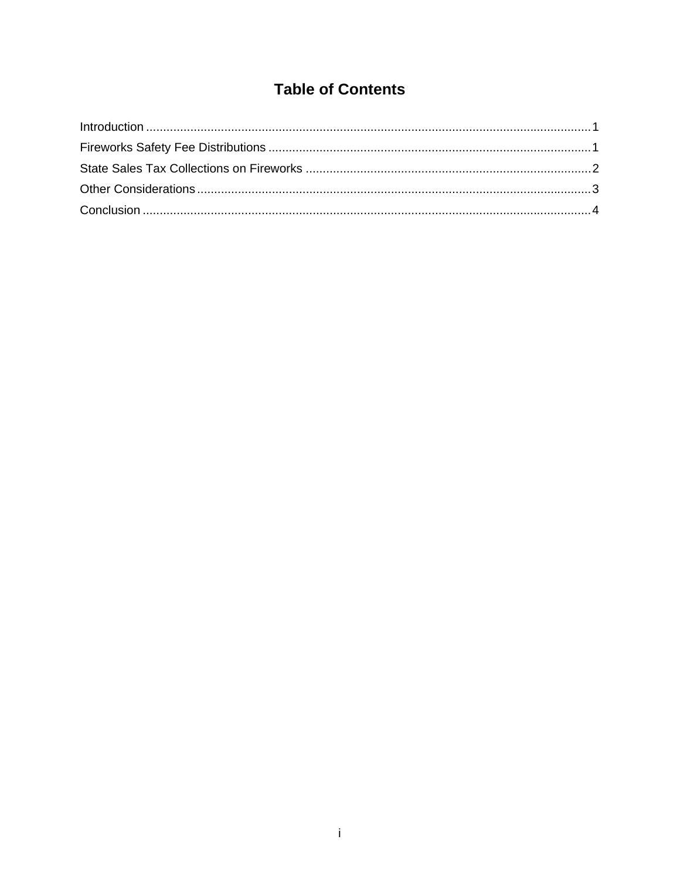# Table of Contents

Introduction ........................................................................................................................................ 1
Fireworks Safety Fee Distributions ................................................................................................ 1
State Sales Tax Collections on Fireworks ...................................................................................... 2
Other Considerations ....................................................................................................................... 3
Conclusion ........................................................................................................................................ 4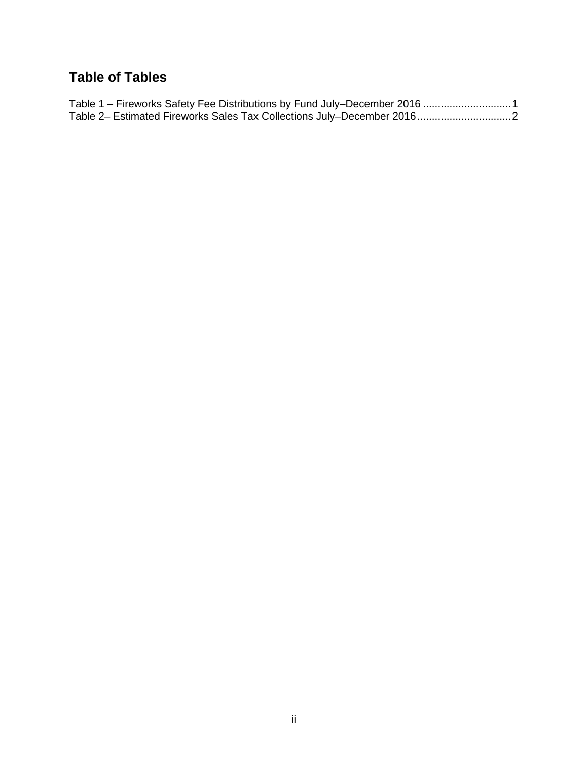## Table of Tables

Table 1 – Fireworks Safety Fee Distributions by Fund July–December 2016 .............................. 1
Table 2– Estimated Fireworks Sales Tax Collections July–December 2016................................ 2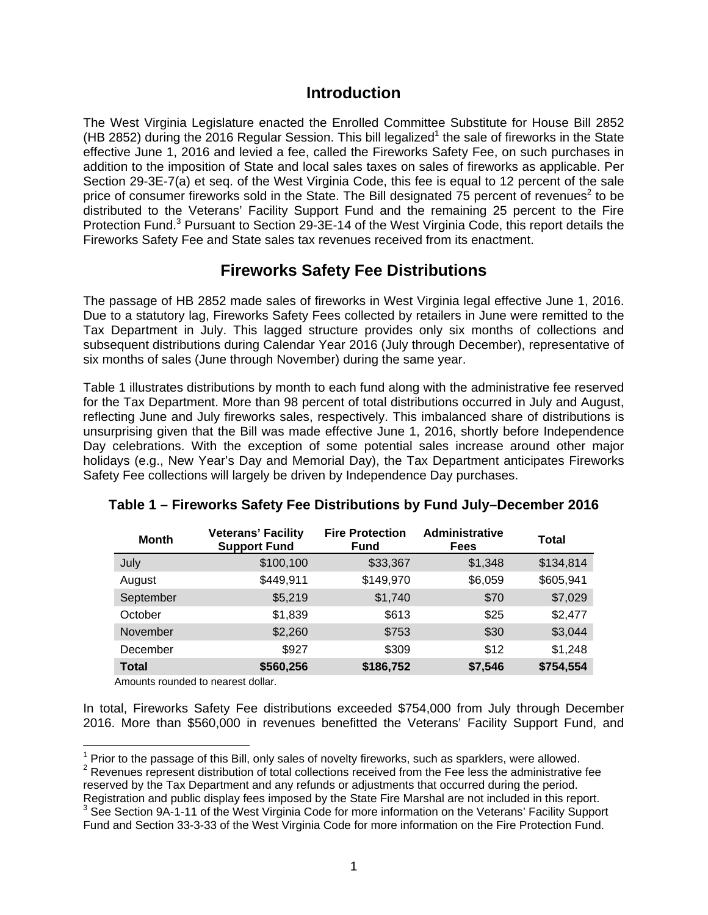# Introduction

The West Virginia Legislature enacted the Enrolled Committee Substitute for House Bill 2852 (HB 2852) during the 2016 Regular Session. This bill legalized[1] the sale of fireworks in the State effective June 1, 2016 and levied a fee, called the Fireworks Safety Fee, on such purchases in addition to the imposition of State and local sales taxes on sales of fireworks as applicable. Per Section 29-3E-7(a) et seq. of the West Virginia Code, this fee is equal to 12 percent of the sale price of consumer fireworks sold in the State. The Bill designated 75 percent of revenues[2] to be distributed to the Veterans' Facility Support Fund and the remaining 25 percent to the Fire Protection Fund.[3] Pursuant to Section 29-3E-14 of the West Virginia Code, this report details the Fireworks Safety Fee and State sales tax revenues received from its enactment.

# Fireworks Safety Fee Distributions

The passage of HB 2852 made sales of fireworks in West Virginia legal effective June 1, 2016. Due to a statutory lag, Fireworks Safety Fees collected by retailers in June were remitted to the Tax Department in July. This lagged structure provides only six months of collections and subsequent distributions during Calendar Year 2016 (July through December), representative of six months of sales (June through November) during the same year.

Table 1 illustrates distributions by month to each fund along with the administrative fee reserved for the Tax Department. More than 98 percent of total distributions occurred in July and August, reflecting June and July fireworks sales, respectively. This imbalanced share of distributions is unsurprising given that the Bill was made effective June 1, 2016, shortly before Independence Day celebrations. With the exception of some potential sales increase around other major holidays (e.g., New Year's Day and Memorial Day), the Tax Department anticipates Fireworks Safety Fee collections will largely be driven by Independence Day purchases.

**Table 1 – Fireworks Safety Fee Distributions by Fund July–December 2016**

| Month | Veterans' Facility Support Fund | Fire Protection Fund | Administrative Fees | Total |
|---|---|---|---|---|
| July | $100,100 | $33,367 | $1,348 | $134,814 |
| August | $449,911 | $149,970 | $6,059 | $605,941 |
| September | $5,219 | $1,740 | $70 | $7,029 |
| October | $1,839 | $613 | $25 | $2,477 |
| November | $2,260 | $753 | $30 | $3,044 |
| December | $927 | $309 | $12 | $1,248 |
| **Total** | **$560,256** | **$186,752** | **$7,546** | **$754,554** |

Amounts rounded to nearest dollar.

In total, Fireworks Safety Fee distributions exceeded $754,000 from July through December 2016. More than $560,000 in revenues benefitted the Veterans' Facility Support Fund, and

[1] Prior to the passage of this Bill, only sales of novelty fireworks, such as sparklers, were allowed.

[2] Revenues represent distribution of total collections received from the Fee less the administrative fee reserved by the Tax Department and any refunds or adjustments that occurred during the period. Registration and public display fees imposed by the State Fire Marshal are not included in this report.

[3] See Section 9A-1-11 of the West Virginia Code for more information on the Veterans' Facility Support Fund and Section 33-3-33 of the West Virginia Code for more information on the Fire Protection Fund.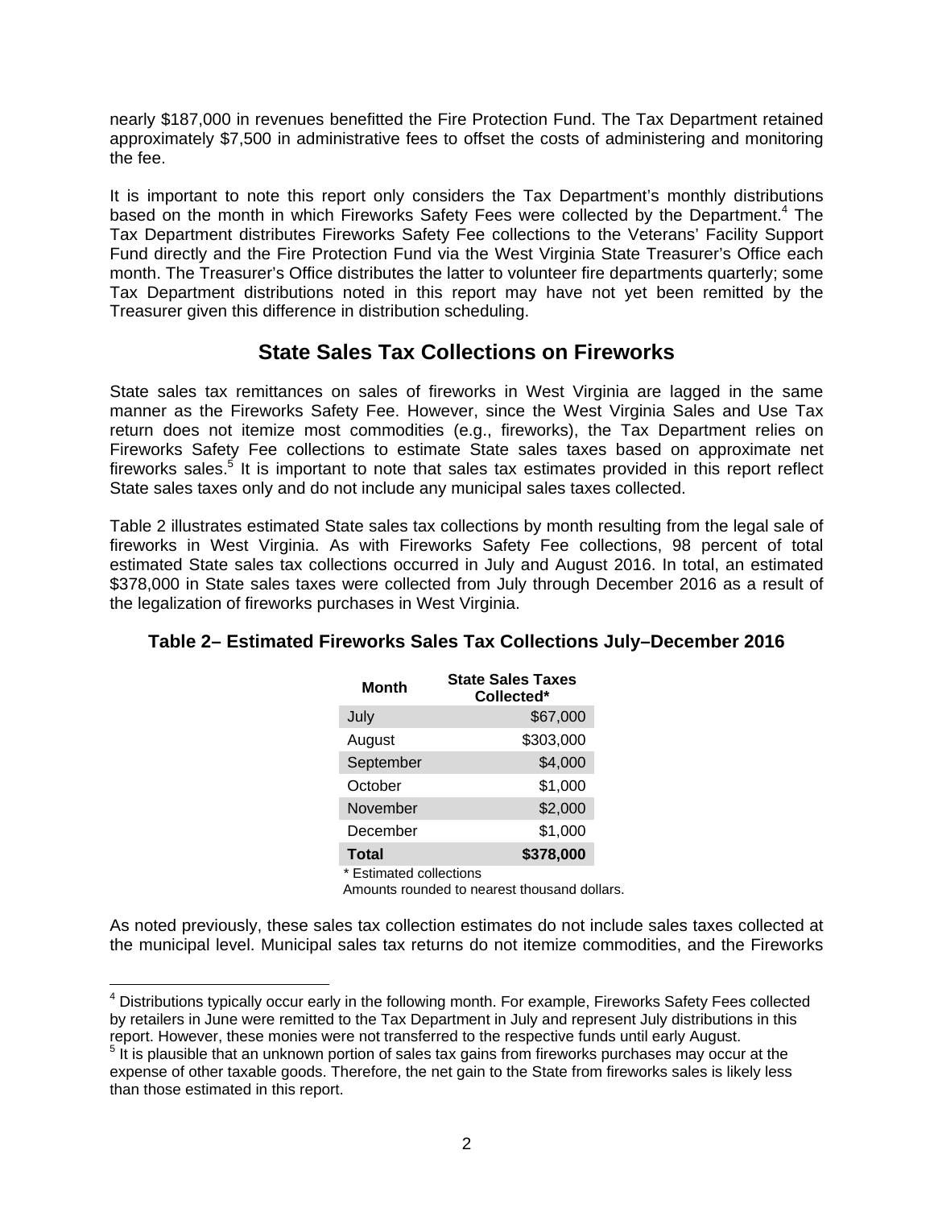nearly $187,000 in revenues benefitted the Fire Protection Fund. The Tax Department retained approximately $7,500 in administrative fees to offset the costs of administering and monitoring the fee.

It is important to note this report only considers the Tax Department's monthly distributions based on the month in which Fireworks Safety Fees were collected by the Department.[4] The Tax Department distributes Fireworks Safety Fee collections to the Veterans' Facility Support Fund directly and the Fire Protection Fund via the West Virginia State Treasurer's Office each month. The Treasurer's Office distributes the latter to volunteer fire departments quarterly; some Tax Department distributions noted in this report may have not yet been remitted by the Treasurer given this difference in distribution scheduling.

## State Sales Tax Collections on Fireworks

State sales tax remittances on sales of fireworks in West Virginia are lagged in the same manner as the Fireworks Safety Fee. However, since the West Virginia Sales and Use Tax return does not itemize most commodities (e.g., fireworks), the Tax Department relies on Fireworks Safety Fee collections to estimate State sales taxes based on approximate net fireworks sales.[5] It is important to note that sales tax estimates provided in this report reflect State sales taxes only and do not include any municipal sales taxes collected.

Table 2 illustrates estimated State sales tax collections by month resulting from the legal sale of fireworks in West Virginia. As with Fireworks Safety Fee collections, 98 percent of total estimated State sales tax collections occurred in July and August 2016. In total, an estimated $378,000 in State sales taxes were collected from July through December 2016 as a result of the legalization of fireworks purchases in West Virginia.

### Table 2– Estimated Fireworks Sales Tax Collections July–December 2016

| Month | State Sales Taxes Collected* |
|---|---|
| July | $67,000 |
| August | $303,000 |
| September | $4,000 |
| October | $1,000 |
| November | $2,000 |
| December | $1,000 |
| **Total** | **$378,000** |

* Estimated collections
Amounts rounded to nearest thousand dollars.

As noted previously, these sales tax collection estimates do not include sales taxes collected at the municipal level. Municipal sales tax returns do not itemize commodities, and the Fireworks

[4] Distributions typically occur early in the following month. For example, Fireworks Safety Fees collected by retailers in June were remitted to the Tax Department in July and represent July distributions in this report. However, these monies were not transferred to the respective funds until early August.

[5] It is plausible that an unknown portion of sales tax gains from fireworks purchases may occur at the expense of other taxable goods. Therefore, the net gain to the State from fireworks sales is likely less than those estimated in this report.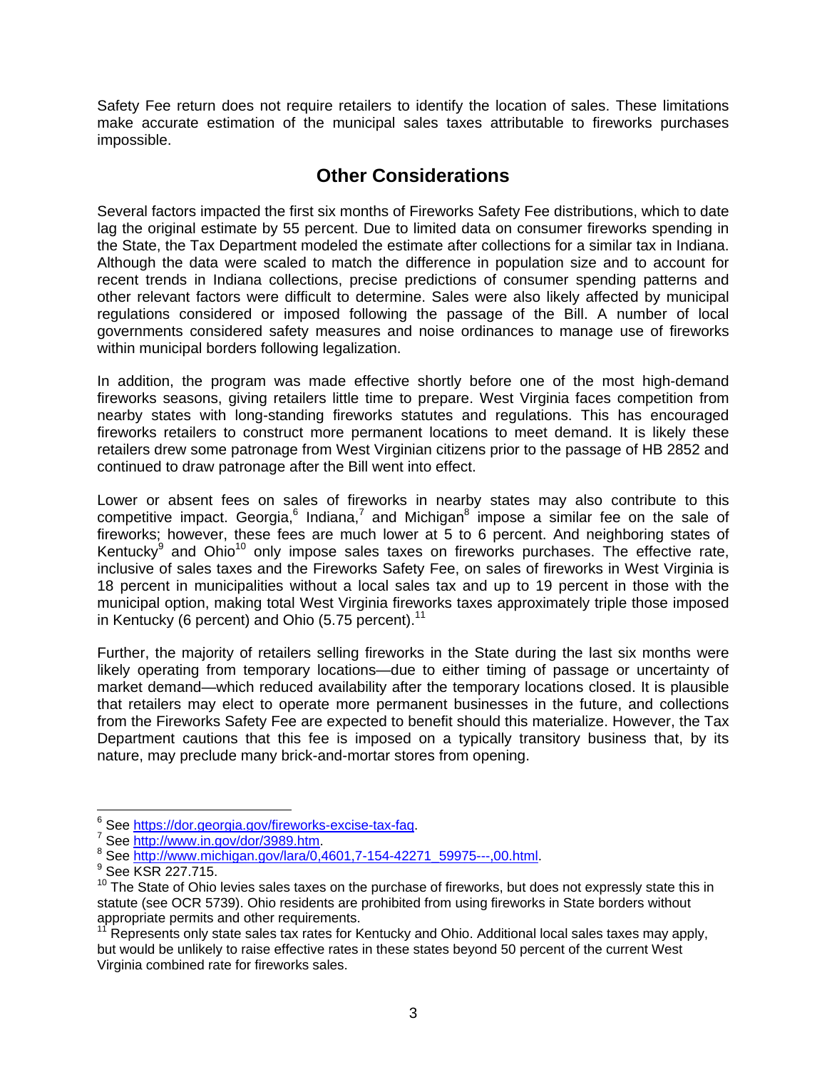Safety Fee return does not require retailers to identify the location of sales. These limitations make accurate estimation of the municipal sales taxes attributable to fireworks purchases impossible.

## Other Considerations

Several factors impacted the first six months of Fireworks Safety Fee distributions, which to date lag the original estimate by 55 percent. Due to limited data on consumer fireworks spending in the State, the Tax Department modeled the estimate after collections for a similar tax in Indiana. Although the data were scaled to match the difference in population size and to account for recent trends in Indiana collections, precise predictions of consumer spending patterns and other relevant factors were difficult to determine. Sales were also likely affected by municipal regulations considered or imposed following the passage of the Bill. A number of local governments considered safety measures and noise ordinances to manage use of fireworks within municipal borders following legalization.

In addition, the program was made effective shortly before one of the most high-demand fireworks seasons, giving retailers little time to prepare. West Virginia faces competition from nearby states with long-standing fireworks statutes and regulations. This has encouraged fireworks retailers to construct more permanent locations to meet demand. It is likely these retailers drew some patronage from West Virginian citizens prior to the passage of HB 2852 and continued to draw patronage after the Bill went into effect.

Lower or absent fees on sales of fireworks in nearby states may also contribute to this competitive impact. Georgia,[6] Indiana,[7] and Michigan[8] impose a similar fee on the sale of fireworks; however, these fees are much lower at 5 to 6 percent. And neighboring states of Kentucky[9] and Ohio[10] only impose sales taxes on fireworks purchases. The effective rate, inclusive of sales taxes and the Fireworks Safety Fee, on sales of fireworks in West Virginia is 18 percent in municipalities without a local sales tax and up to 19 percent in those with the municipal option, making total West Virginia fireworks taxes approximately triple those imposed in Kentucky (6 percent) and Ohio (5.75 percent).[11]

Further, the majority of retailers selling fireworks in the State during the last six months were likely operating from temporary locations—due to either timing of passage or uncertainty of market demand—which reduced availability after the temporary locations closed. It is plausible that retailers may elect to operate more permanent businesses in the future, and collections from the Fireworks Safety Fee are expected to benefit should this materialize. However, the Tax Department cautions that this fee is imposed on a typically transitory business that, by its nature, may preclude many brick-and-mortar stores from opening.

---

[6] See https://dor.georgia.gov/fireworks-excise-tax-faq.
[7] See http://www.in.gov/dor/3989.htm.
[8] See http://www.michigan.gov/lara/0,4601,7-154-42271_59975---,00.html.
[9] See KSR 227.715.
[10] The State of Ohio levies sales taxes on the purchase of fireworks, but does not expressly state this in statute (see OCR 5739). Ohio residents are prohibited from using fireworks in State borders without appropriate permits and other requirements.
[11] Represents only state sales tax rates for Kentucky and Ohio. Additional local sales taxes may apply, but would be unlikely to raise effective rates in these states beyond 50 percent of the current West Virginia combined rate for fireworks sales.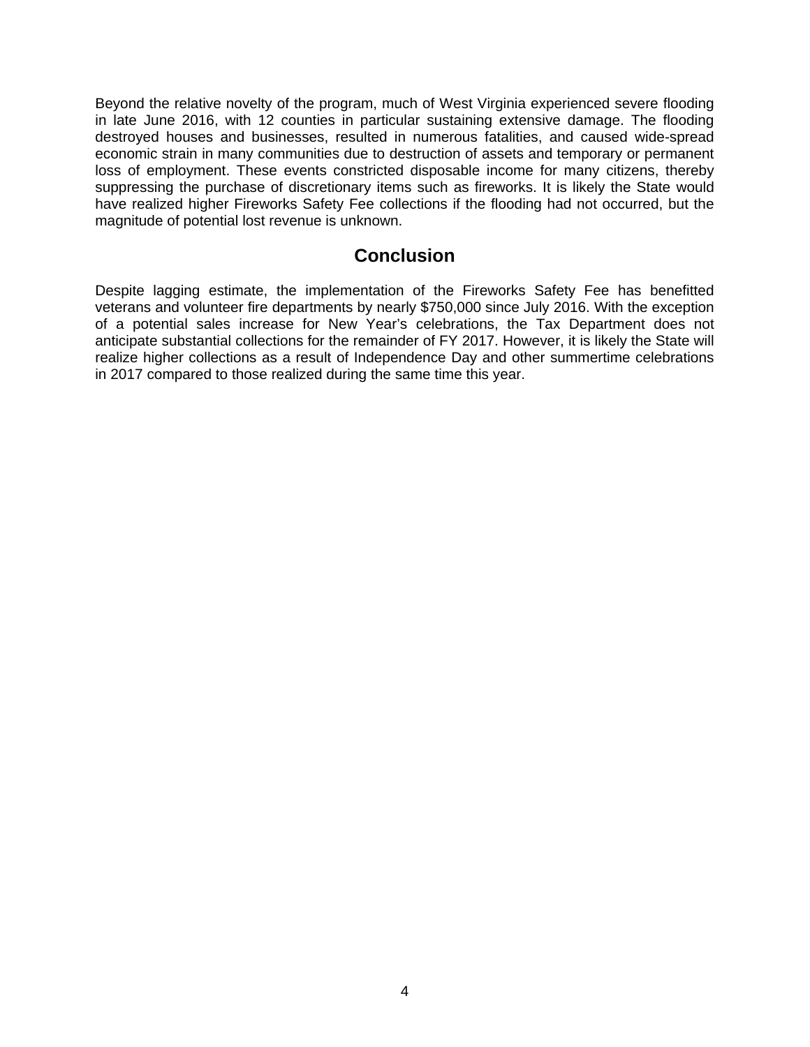Beyond the relative novelty of the program, much of West Virginia experienced severe flooding in late June 2016, with 12 counties in particular sustaining extensive damage. The flooding destroyed houses and businesses, resulted in numerous fatalities, and caused wide-spread economic strain in many communities due to destruction of assets and temporary or permanent loss of employment. These events constricted disposable income for many citizens, thereby suppressing the purchase of discretionary items such as fireworks. It is likely the State would have realized higher Fireworks Safety Fee collections if the flooding had not occurred, but the magnitude of potential lost revenue is unknown.

## Conclusion

Despite lagging estimate, the implementation of the Fireworks Safety Fee has benefitted veterans and volunteer fire departments by nearly $750,000 since July 2016. With the exception of a potential sales increase for New Year's celebrations, the Tax Department does not anticipate substantial collections for the remainder of FY 2017. However, it is likely the State will realize higher collections as a result of Independence Day and other summertime celebrations in 2017 compared to those realized during the same time this year.